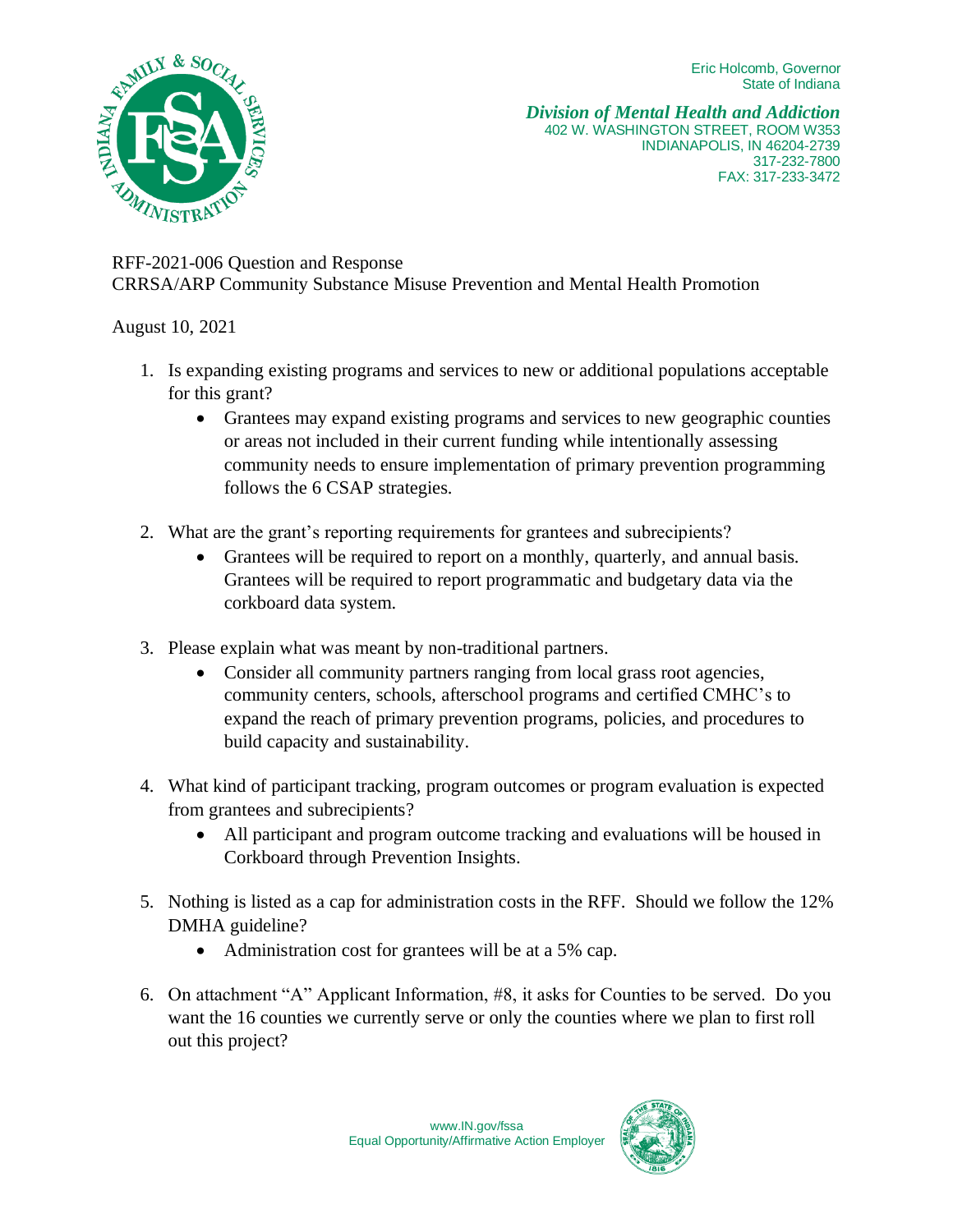Eric Holcomb, Governor
State of Indiana

***Division of Mental Health and Addiction***
402 W. WASHINGTON STREET, ROOM W353
INDIANAPOLIS, IN 46204-2739
317-232-7800
FAX: 317-233-3472

RFF-2021-006 Question and Response
CRRSA/ARP Community Substance Misuse Prevention and Mental Health Promotion

August 10, 2021

1. Is expanding existing programs and services to new or additional populations acceptable for this grant?
   - Grantees may expand existing programs and services to new geographic counties or areas not included in their current funding while intentionally assessing community needs to ensure implementation of primary prevention programming follows the 6 CSAP strategies.

2. What are the grant's reporting requirements for grantees and subrecipients?
   - Grantees will be required to report on a monthly, quarterly, and annual basis. Grantees will be required to report programmatic and budgetary data via the corkboard data system.

3. Please explain what was meant by non-traditional partners.
   - Consider all community partners ranging from local grass root agencies, community centers, schools, afterschool programs and certified CMHC's to expand the reach of primary prevention programs, policies, and procedures to build capacity and sustainability.

4. What kind of participant tracking, program outcomes or program evaluation is expected from grantees and subrecipients?
   - All participant and program outcome tracking and evaluations will be housed in Corkboard through Prevention Insights.

5. Nothing is listed as a cap for administration costs in the RFF. Should we follow the 12% DMHA guideline?
   - Administration cost for grantees will be at a 5% cap.

6. On attachment "A" Applicant Information, #8, it asks for Counties to be served. Do you want the 16 counties we currently serve or only the counties where we plan to first roll out this project?

www.IN.gov/fssa
Equal Opportunity/Affirmative Action Employer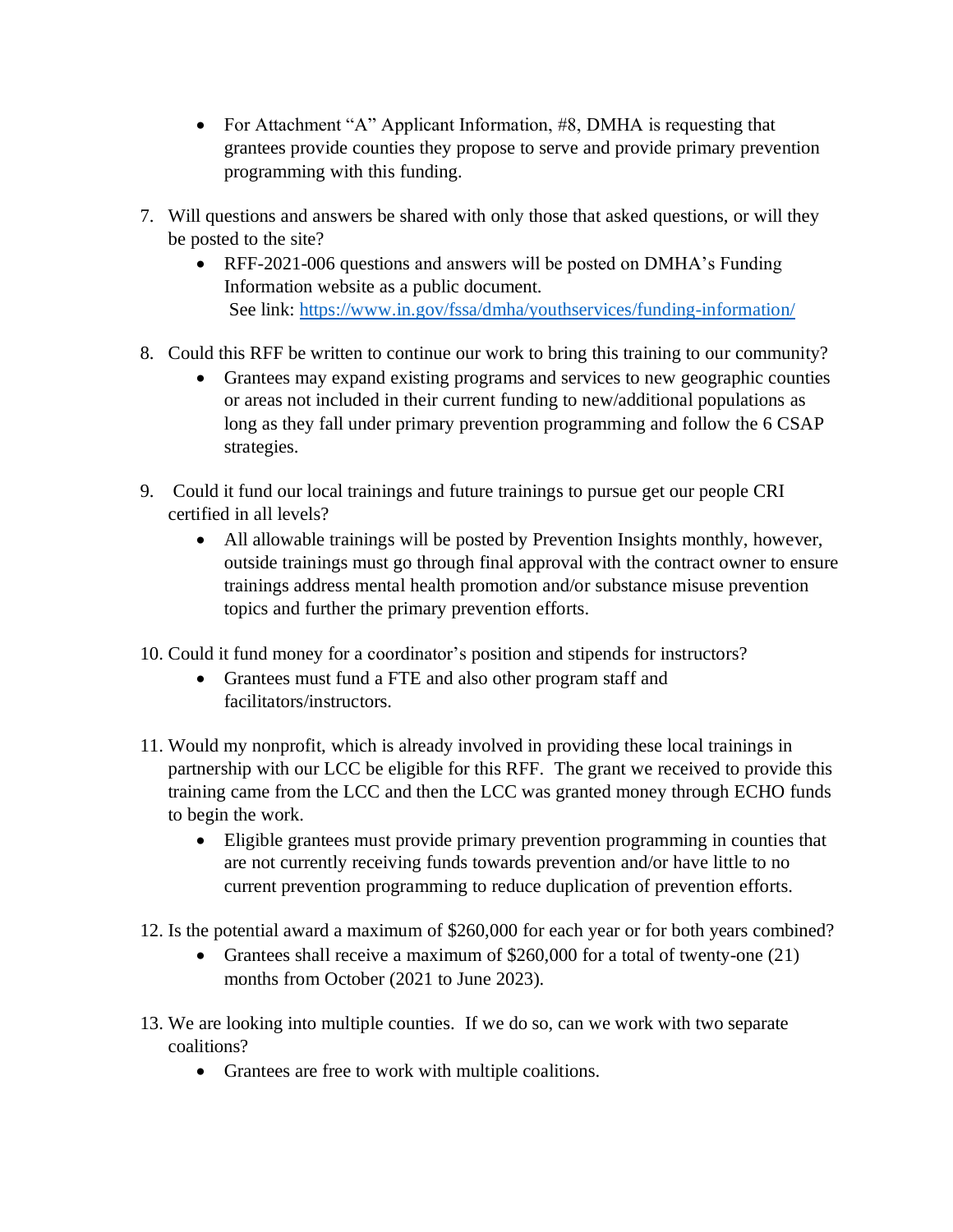- For Attachment "A" Applicant Information, #8, DMHA is requesting that grantees provide counties they propose to serve and provide primary prevention programming with this funding.

7. Will questions and answers be shared with only those that asked questions, or will they be posted to the site?
   - RFF-2021-006 questions and answers will be posted on DMHA's Funding Information website as a public document. See link: https://www.in.gov/fssa/dmha/youthservices/funding-information/

8. Could this RFF be written to continue our work to bring this training to our community?
   - Grantees may expand existing programs and services to new geographic counties or areas not included in their current funding to new/additional populations as long as they fall under primary prevention programming and follow the 6 CSAP strategies.

9. Could it fund our local trainings and future trainings to pursue get our people CRI certified in all levels?
   - All allowable trainings will be posted by Prevention Insights monthly, however, outside trainings must go through final approval with the contract owner to ensure trainings address mental health promotion and/or substance misuse prevention topics and further the primary prevention efforts.

10. Could it fund money for a coordinator's position and stipends for instructors?
    - Grantees must fund a FTE and also other program staff and facilitators/instructors.

11. Would my nonprofit, which is already involved in providing these local trainings in partnership with our LCC be eligible for this RFF. The grant we received to provide this training came from the LCC and then the LCC was granted money through ECHO funds to begin the work.
    - Eligible grantees must provide primary prevention programming in counties that are not currently receiving funds towards prevention and/or have little to no current prevention programming to reduce duplication of prevention efforts.

12. Is the potential award a maximum of $260,000 for each year or for both years combined?
    - Grantees shall receive a maximum of $260,000 for a total of twenty-one (21) months from October (2021 to June 2023).

13. We are looking into multiple counties. If we do so, can we work with two separate coalitions?
    - Grantees are free to work with multiple coalitions.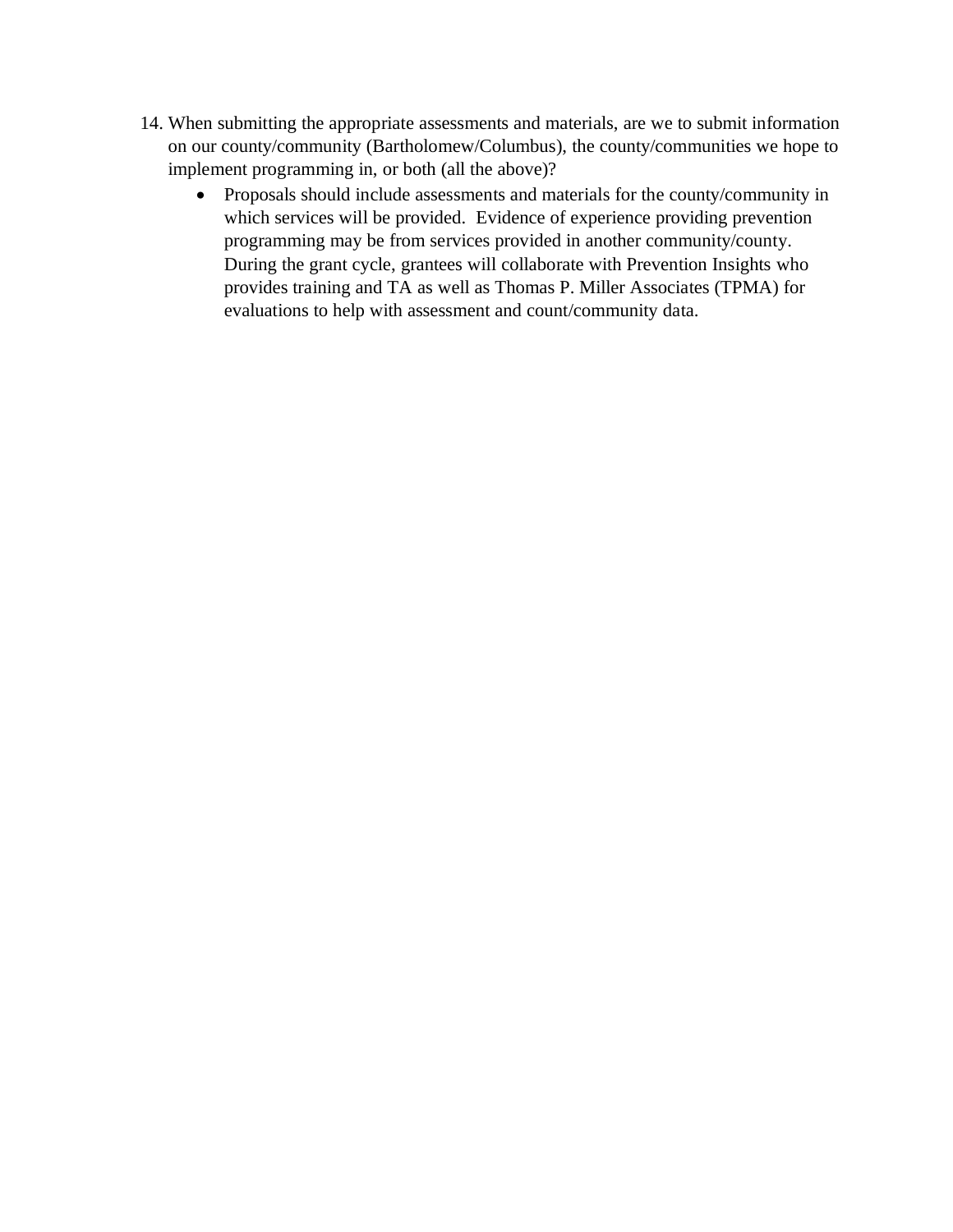14. When submitting the appropriate assessments and materials, are we to submit information on our county/community (Bartholomew/Columbus), the county/communities we hope to implement programming in, or both (all the above)?
    - Proposals should include assessments and materials for the county/community in which services will be provided. Evidence of experience providing prevention programming may be from services provided in another community/county. During the grant cycle, grantees will collaborate with Prevention Insights who provides training and TA as well as Thomas P. Miller Associates (TPMA) for evaluations to help with assessment and count/community data.